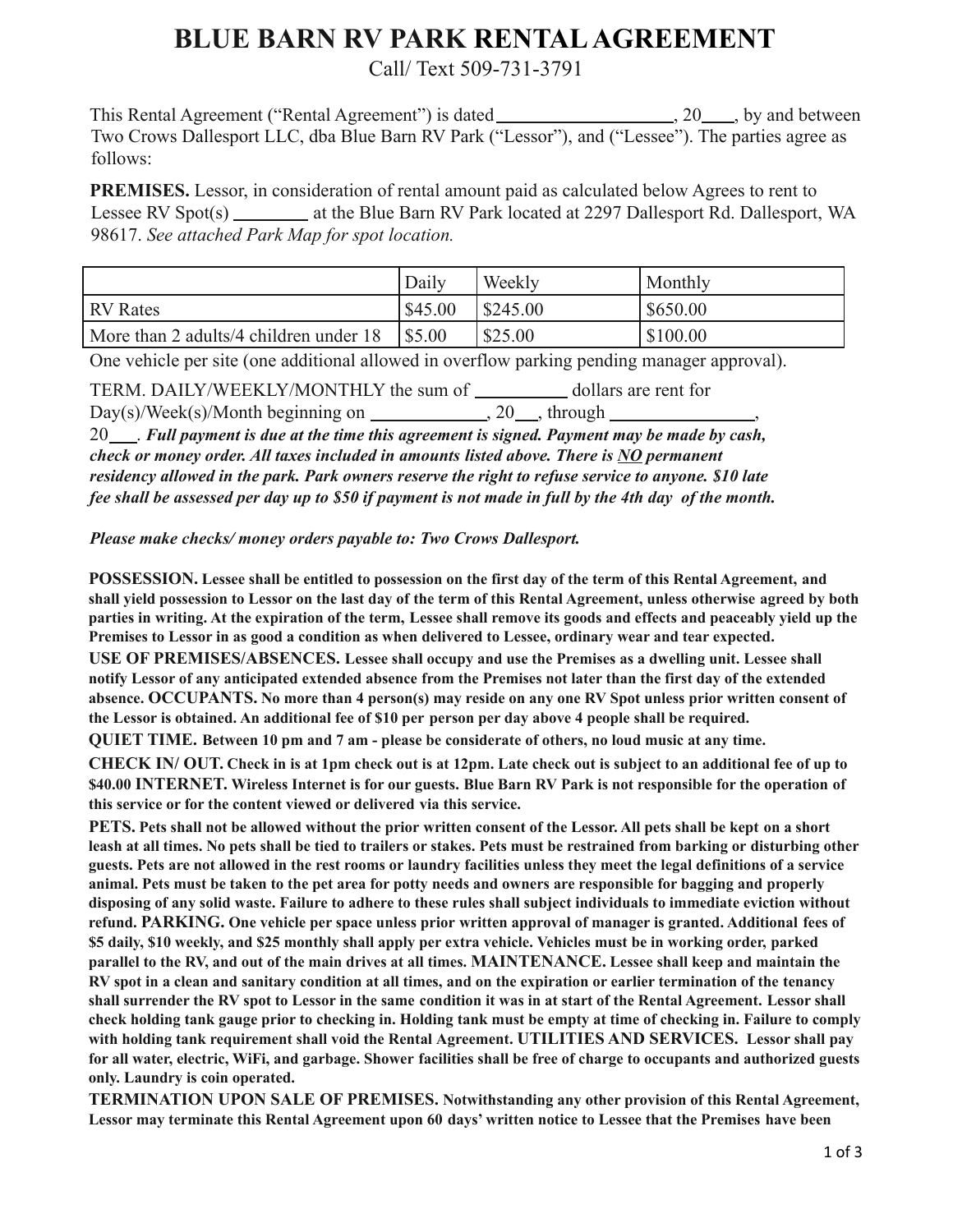# BLUE BARN RV PARK RENTAL AGREEMENT

Call/ Text 509-731-3791

This Rental Agreement ("Rental Agreement") is dated ___________________, 20___, by and between Two Crows Dallesport LLC, dba Blue Barn RV Park ("Lessor"), and ("Lessee"). The parties agree as follows:

**PREMISES.** Lessor, in consideration of rental amount paid as calculated below Agrees to rent to Lessee RV Spot(s) ________ at the Blue Barn RV Park located at 2297 Dallesport Rd. Dallesport, WA 98617. *See attached Park Map for spot location.*

| | Daily | Weekly | Monthly |
|---|---|---|---|
| RV Rates | $45.00 | $245.00 | $650.00 |
| More than 2 adults/4 children under 18 | $5.00 | $25.00 | $100.00 |

One vehicle per site (one additional allowed in overflow parking pending manager approval).

TERM. DAILY/WEEKLY/MONTHLY the sum of __________ dollars are rent for Day(s)/Week(s)/Month beginning on ____________, 20___, through _______________, 20___. ***Full payment is due at the time this agreement is signed. Payment may be made by cash, check or money order. All taxes included in amounts listed above. There is NO permanent residency allowed in the park. Park owners reserve the right to refuse service to anyone. $10 late fee shall be assessed per day up to $50 if payment is not made in full by the 4th day of the month.***

***Please make checks/ money orders payable to: Two Crows Dallesport.***

**POSSESSION. Lessee shall be entitled to possession on the first day of the term of this Rental Agreement, and shall yield possession to Lessor on the last day of the term of this Rental Agreement, unless otherwise agreed by both parties in writing. At the expiration of the term, Lessee shall remove its goods and effects and peaceably yield up the Premises to Lessor in as good a condition as when delivered to Lessee, ordinary wear and tear expected.**

**USE OF PREMISES/ABSENCES. Lessee shall occupy and use the Premises as a dwelling unit. Lessee shall notify Lessor of any anticipated extended absence from the Premises not later than the first day of the extended absence. OCCUPANTS. No more than 4 person(s) may reside on any one RV Spot unless prior written consent of the Lessor is obtained. An additional fee of $10 per person per day above 4 people shall be required.**

**QUIET TIME. Between 10 pm and 7 am - please be considerate of others, no loud music at any time.**

**CHECK IN/ OUT. Check in is at 1pm check out is at 12pm. Late check out is subject to an additional fee of up to $40.00 INTERNET. Wireless Internet is for our guests. Blue Barn RV Park is not responsible for the operation of this service or for the content viewed or delivered via this service.**

**PETS. Pets shall not be allowed without the prior written consent of the Lessor. All pets shall be kept on a short leash at all times. No pets shall be tied to trailers or stakes. Pets must be restrained from barking or disturbing other guests. Pets are not allowed in the rest rooms or laundry facilities unless they meet the legal definitions of a service animal. Pets must be taken to the pet area for potty needs and owners are responsible for bagging and properly disposing of any solid waste. Failure to adhere to these rules shall subject individuals to immediate eviction without refund. PARKING. One vehicle per space unless prior written approval of manager is granted. Additional fees of $5 daily, $10 weekly, and $25 monthly shall apply per extra vehicle. Vehicles must be in working order, parked parallel to the RV, and out of the main drives at all times. MAINTENANCE. Lessee shall keep and maintain the RV spot in a clean and sanitary condition at all times, and on the expiration or earlier termination of the tenancy shall surrender the RV spot to Lessor in the same condition it was in at start of the Rental Agreement. Lessor shall check holding tank gauge prior to checking in. Holding tank must be empty at time of checking in. Failure to comply with holding tank requirement shall void the Rental Agreement. UTILITIES AND SERVICES. Lessor shall pay for all water, electric, WiFi, and garbage. Shower facilities shall be free of charge to occupants and authorized guests only. Laundry is coin operated.**

**TERMINATION UPON SALE OF PREMISES. Notwithstanding any other provision of this Rental Agreement, Lessor may terminate this Rental Agreement upon 60 days' written notice to Lessee that the Premises have been**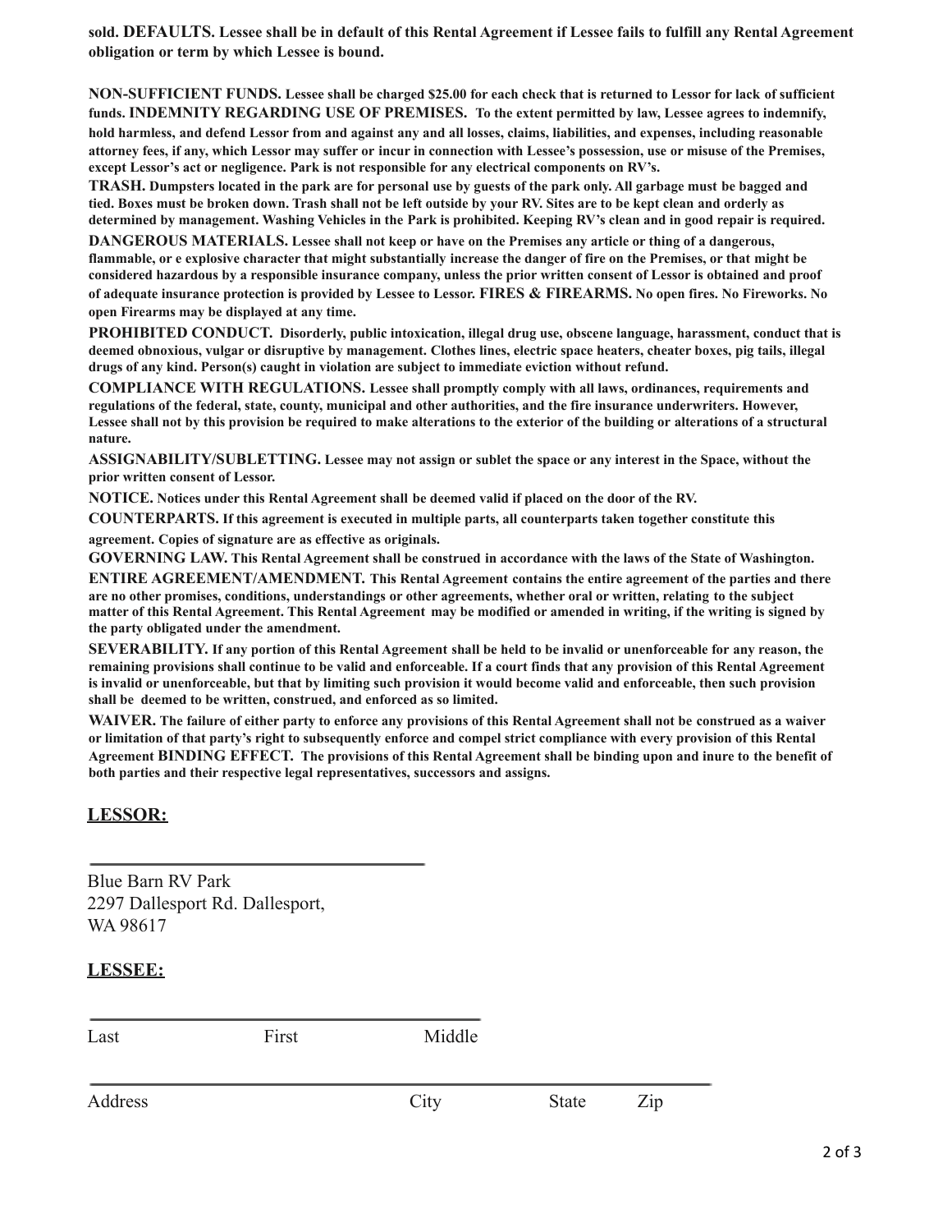**sold. DEFAULTS. Lessee shall be in default of this Rental Agreement if Lessee fails to fulfill any Rental Agreement obligation or term by which Lessee is bound.**

**NON-SUFFICIENT FUNDS. Lessee shall be charged $25.00 for each check that is returned to Lessor for lack of sufficient funds. INDEMNITY REGARDING USE OF PREMISES. To the extent permitted by law, Lessee agrees to indemnify, hold harmless, and defend Lessor from and against any and all losses, claims, liabilities, and expenses, including reasonable attorney fees, if any, which Lessor may suffer or incur in connection with Lessee's possession, use or misuse of the Premises, except Lessor's act or negligence. Park is not responsible for any electrical components on RV's.**

**TRASH. Dumpsters located in the park are for personal use by guests of the park only. All garbage must be bagged and tied. Boxes must be broken down. Trash shall not be left outside by your RV. Sites are to be kept clean and orderly as determined by management. Washing Vehicles in the Park is prohibited. Keeping RV's clean and in good repair is required.**

**DANGEROUS MATERIALS. Lessee shall not keep or have on the Premises any article or thing of a dangerous, flammable, or e explosive character that might substantially increase the danger of fire on the Premises, or that might be considered hazardous by a responsible insurance company, unless the prior written consent of Lessor is obtained and proof of adequate insurance protection is provided by Lessee to Lessor. FIRES & FIREARMS. No open fires. No Fireworks. No open Firearms may be displayed at any time.**

**PROHIBITED CONDUCT. Disorderly, public intoxication, illegal drug use, obscene language, harassment, conduct that is deemed obnoxious, vulgar or disruptive by management. Clothes lines, electric space heaters, cheater boxes, pig tails, illegal drugs of any kind. Person(s) caught in violation are subject to immediate eviction without refund.**

**COMPLIANCE WITH REGULATIONS. Lessee shall promptly comply with all laws, ordinances, requirements and regulations of the federal, state, county, municipal and other authorities, and the fire insurance underwriters. However, Lessee shall not by this provision be required to make alterations to the exterior of the building or alterations of a structural nature.**

**ASSIGNABILITY/SUBLETTING. Lessee may not assign or sublet the space or any interest in the Space, without the prior written consent of Lessor.**

**NOTICE. Notices under this Rental Agreement shall be deemed valid if placed on the door of the RV.**

**COUNTERPARTS. If this agreement is executed in multiple parts, all counterparts taken together constitute this agreement. Copies of signature are as effective as originals.**

**GOVERNING LAW. This Rental Agreement shall be construed in accordance with the laws of the State of Washington.**

**ENTIRE AGREEMENT/AMENDMENT. This Rental Agreement contains the entire agreement of the parties and there are no other promises, conditions, understandings or other agreements, whether oral or written, relating to the subject matter of this Rental Agreement. This Rental Agreement may be modified or amended in writing, if the writing is signed by the party obligated under the amendment.**

**SEVERABILITY. If any portion of this Rental Agreement shall be held to be invalid or unenforceable for any reason, the remaining provisions shall continue to be valid and enforceable. If a court finds that any provision of this Rental Agreement is invalid or unenforceable, but that by limiting such provision it would become valid and enforceable, then such provision shall be deemed to be written, construed, and enforced as so limited.**

**WAIVER. The failure of either party to enforce any provisions of this Rental Agreement shall not be construed as a waiver or limitation of that party's right to subsequently enforce and compel strict compliance with every provision of this Rental Agreement BINDING EFFECT. The provisions of this Rental Agreement shall be binding upon and inure to the benefit of both parties and their respective legal representatives, successors and assigns.**

**LESSOR:**

\_\_\_\_\_\_\_\_\_\_\_\_\_\_\_\_\_\_\_\_\_\_\_\_\_\_\_\_\_\_\_\_\_\_

Blue Barn RV Park
2297 Dallesport Rd. Dallesport,
WA 98617

**LESSEE:**

\_\_\_\_\_\_\_\_\_\_\_\_\_\_\_\_\_\_\_\_\_\_\_\_\_\_\_\_\_\_\_\_\_\_\_\_\_\_\_\_

Last First Middle

\_\_\_\_\_\_\_\_\_\_\_\_\_\_\_\_\_\_\_\_\_\_\_\_\_\_\_\_\_\_\_\_\_\_\_\_\_\_\_\_\_\_\_\_\_\_\_\_\_\_\_\_\_\_\_\_\_\_\_\_

Address City State Zip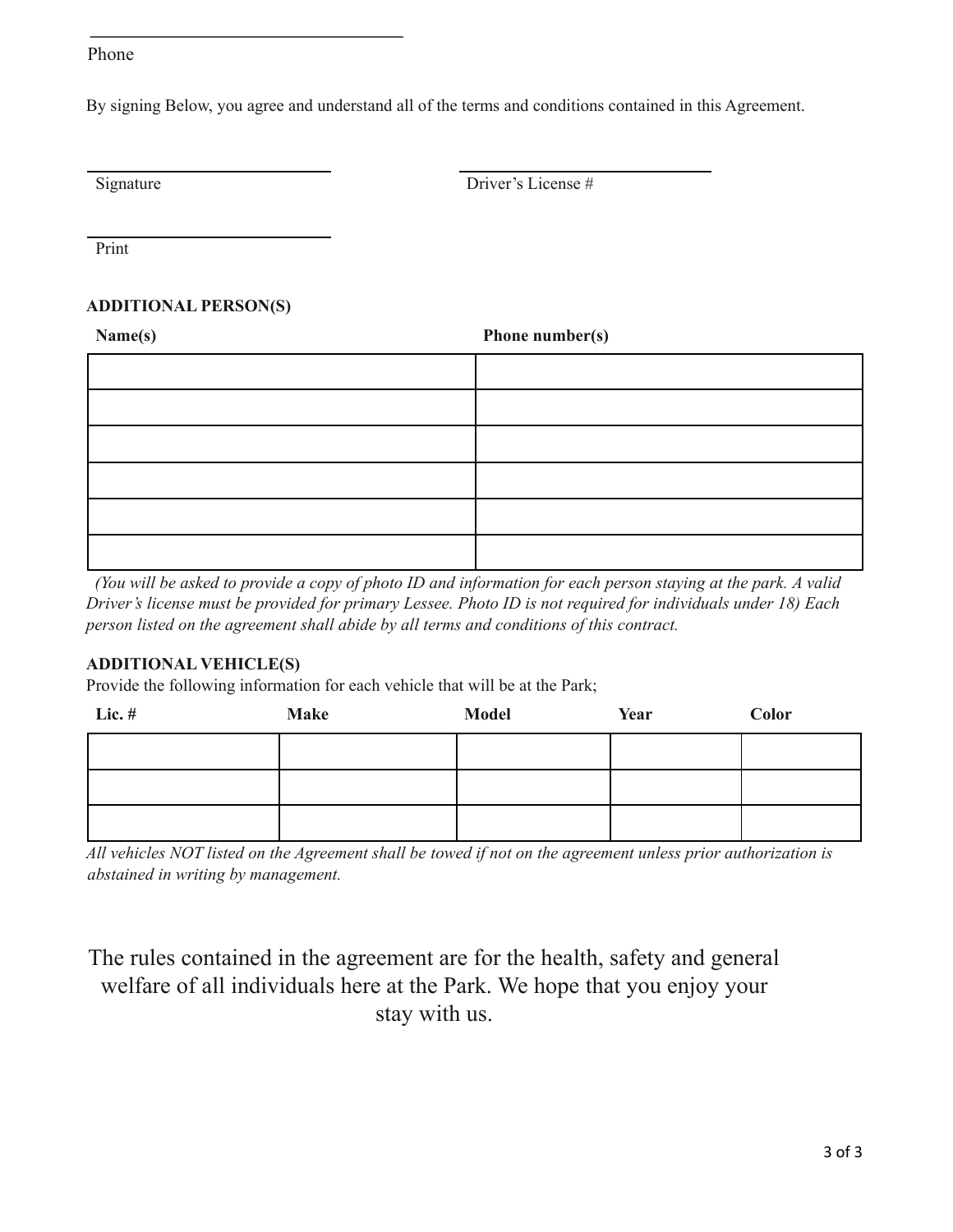\_\_\_\_\_\_\_\_\_\_\_\_\_\_\_\_\_\_\_\_\_\_\_\_\_\_\_\_\_\_

Phone

By signing Below, you agree and understand all of the terms and conditions contained in this Agreement.

\_\_\_\_\_\_\_\_\_\_\_\_\_\_\_\_\_\_\_\_\_\_\_\_\_\_ \_\_\_\_\_\_\_\_\_\_\_\_\_\_\_\_\_\_\_\_\_\_\_\_\_\_

Signature Driver's License #

\_\_\_\_\_\_\_\_\_\_\_\_\_\_\_\_\_\_\_\_\_\_\_\_\_\_

Print

**ADDITIONAL PERSON(S)**

| Name(s) | Phone number(s) |
|---|---|
| | |
| | |
| | |
| | |
| | |
| | |

*(You will be asked to provide a copy of photo ID and information for each person staying at the park. A valid Driver's license must be provided for primary Lessee. Photo ID is not required for individuals under 18) Each person listed on the agreement shall abide by all terms and conditions of this contract.*

**ADDITIONAL VEHICLE(S)**

Provide the following information for each vehicle that will be at the Park;

| Lic. # | Make | Model | Year | Color |
|---|---|---|---|---|
| | | | | |
| | | | | |
| | | | | |

*All vehicles NOT listed on the Agreement shall be towed if not on the agreement unless prior authorization is abstained in writing by management.*

The rules contained in the agreement are for the health, safety and general welfare of all individuals here at the Park. We hope that you enjoy your stay with us.